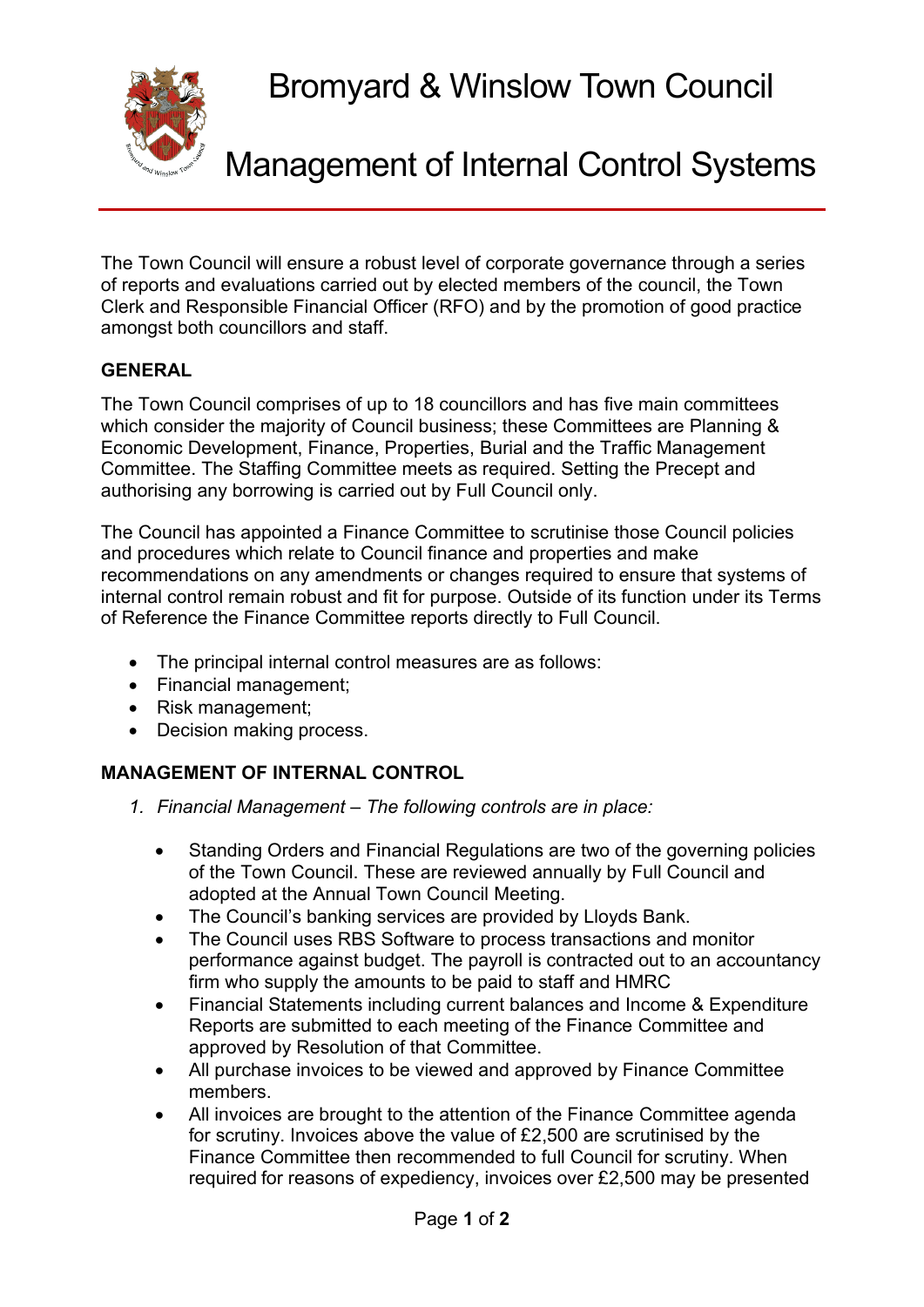# Bromyard & Winslow Town Council

# Management of Internal Control Systems

The Town Council will ensure a robust level of corporate governance through a series of reports and evaluations carried out by elected members of the council, the Town Clerk and Responsible Financial Officer (RFO) and by the promotion of good practice amongst both councillors and staff.

## GENERAL

The Town Council comprises of up to 18 councillors and has five main committees which consider the majority of Council business; these Committees are Planning & Economic Development, Finance, Properties, Burial and the Traffic Management Committee. The Staffing Committee meets as required. Setting the Precept and authorising any borrowing is carried out by Full Council only.

The Council has appointed a Finance Committee to scrutinise those Council policies and procedures which relate to Council finance and properties and make recommendations on any amendments or changes required to ensure that systems of internal control remain robust and fit for purpose. Outside of its function under its Terms of Reference the Finance Committee reports directly to Full Council.

- The principal internal control measures are as follows:
- Financial management;
- Risk management;
- Decision making process.

## MANAGEMENT OF INTERNAL CONTROL

1. *Financial Management – The following controls are in place:*

   - Standing Orders and Financial Regulations are two of the governing policies of the Town Council. These are reviewed annually by Full Council and adopted at the Annual Town Council Meeting.
   - The Council's banking services are provided by Lloyds Bank.
   - The Council uses RBS Software to process transactions and monitor performance against budget. The payroll is contracted out to an accountancy firm who supply the amounts to be paid to staff and HMRC
   - Financial Statements including current balances and Income & Expenditure Reports are submitted to each meeting of the Finance Committee and approved by Resolution of that Committee.
   - All purchase invoices to be viewed and approved by Finance Committee members.
   - All invoices are brought to the attention of the Finance Committee agenda for scrutiny. Invoices above the value of £2,500 are scrutinised by the Finance Committee then recommended to full Council for scrutiny. When required for reasons of expediency, invoices over £2,500 may be presented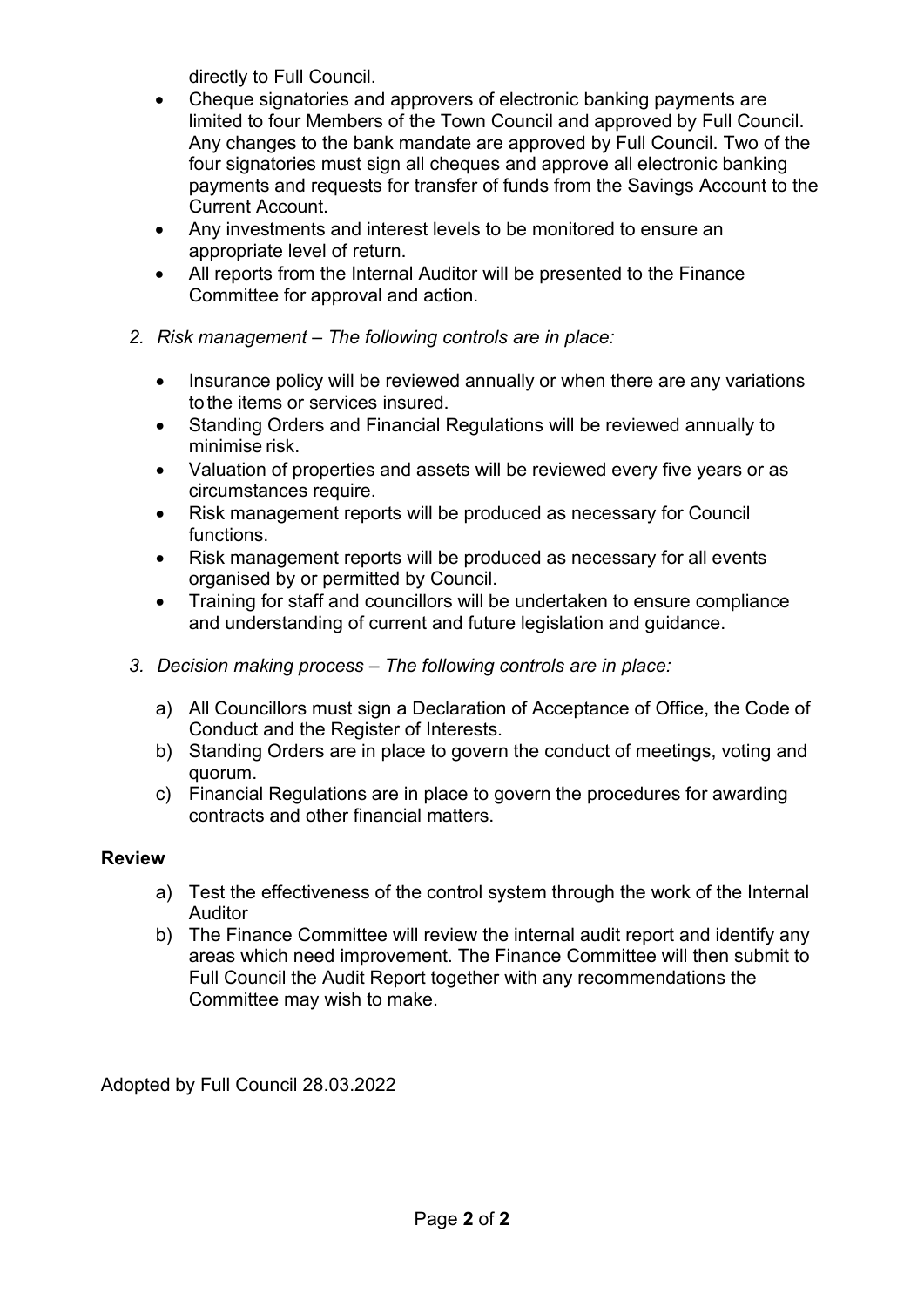directly to Full Council.

- Cheque signatories and approvers of electronic banking payments are limited to four Members of the Town Council and approved by Full Council. Any changes to the bank mandate are approved by Full Council. Two of the four signatories must sign all cheques and approve all electronic banking payments and requests for transfer of funds from the Savings Account to the Current Account.
- Any investments and interest levels to be monitored to ensure an appropriate level of return.
- All reports from the Internal Auditor will be presented to the Finance Committee for approval and action.

2. *Risk management – The following controls are in place:*

   - Insurance policy will be reviewed annually or when there are any variations to the items or services insured.
   - Standing Orders and Financial Regulations will be reviewed annually to minimise risk.
   - Valuation of properties and assets will be reviewed every five years or as circumstances require.
   - Risk management reports will be produced as necessary for Council functions.
   - Risk management reports will be produced as necessary for all events organised by or permitted by Council.
   - Training for staff and councillors will be undertaken to ensure compliance and understanding of current and future legislation and guidance.

3. *Decision making process – The following controls are in place:*

   a) All Councillors must sign a Declaration of Acceptance of Office, the Code of Conduct and the Register of Interests.
   b) Standing Orders are in place to govern the conduct of meetings, voting and quorum.
   c) Financial Regulations are in place to govern the procedures for awarding contracts and other financial matters.

**Review**

a) Test the effectiveness of the control system through the work of the Internal Auditor
b) The Finance Committee will review the internal audit report and identify any areas which need improvement. The Finance Committee will then submit to Full Council the Audit Report together with any recommendations the Committee may wish to make.

Adopted by Full Council 28.03.2022